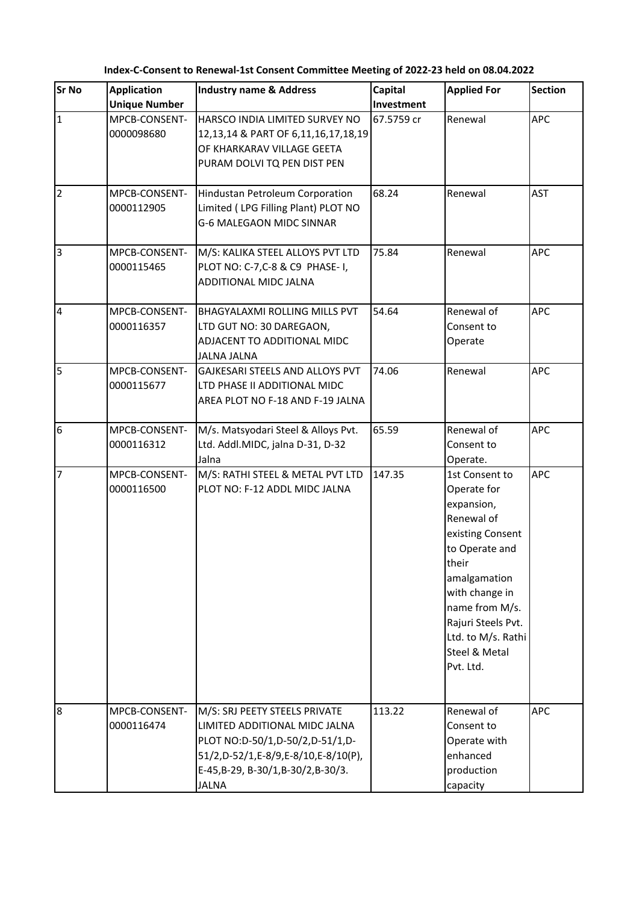**Index-C-Consent to Renewal-1st Consent Committee Meeting of 2022-23 held on 08.04.2022**

| Sr No | Application Unique Number | Industry name & Address | Capital Investment | Applied For | Section |
|---|---|---|---|---|---|
| 1 | MPCB-CONSENT-0000098680 | HARSCO INDIA LIMITED SURVEY NO 12,13,14 & PART OF 6,11,16,17,18,19 OF KHARKARAV VILLAGE GEETA PURAM DOLVI TQ PEN DIST PEN | 67.5759 cr | Renewal | APC |
| 2 | MPCB-CONSENT-0000112905 | Hindustan Petroleum Corporation Limited ( LPG Filling Plant) PLOT NO G-6 MALEGAON MIDC SINNAR | 68.24 | Renewal | AST |
| 3 | MPCB-CONSENT-0000115465 | M/S: KALIKA STEEL ALLOYS PVT LTD PLOT NO: C-7,C-8 & C9 PHASE- I, ADDITIONAL MIDC JALNA | 75.84 | Renewal | APC |
| 4 | MPCB-CONSENT-0000116357 | BHAGYALAXMI ROLLING MILLS PVT LTD GUT NO: 30 DAREGAON, ADJACENT TO ADDITIONAL MIDC JALNA JALNA | 54.64 | Renewal of Consent to Operate | APC |
| 5 | MPCB-CONSENT-0000115677 | GAJKESARI STEELS AND ALLOYS PVT LTD PHASE II ADDITIONAL MIDC AREA PLOT NO F-18 AND F-19 JALNA | 74.06 | Renewal | APC |
| 6 | MPCB-CONSENT-0000116312 | M/s. Matsyodari Steel & Alloys Pvt. Ltd. Addl.MIDC, jalna D-31, D-32 Jalna | 65.59 | Renewal of Consent to Operate. | APC |
| 7 | MPCB-CONSENT-0000116500 | M/S: RATHI STEEL & METAL PVT LTD PLOT NO: F-12 ADDL MIDC JALNA | 147.35 | 1st Consent to Operate for expansion, Renewal of existing Consent to Operate and their amalgamation with change in name from M/s. Rajuri Steels Pvt. Ltd. to M/s. Rathi Steel & Metal Pvt. Ltd. | APC |
| 8 | MPCB-CONSENT-0000116474 | M/S: SRJ PEETY STEELS PRIVATE LIMITED ADDITIONAL MIDC JALNA PLOT NO:D-50/1,D-50/2,D-51/1,D-51/2,D-52/1,E-8/9,E-8/10,E-8/10(P), E-45,B-29, B-30/1,B-30/2,B-30/3. JALNA | 113.22 | Renewal of Consent to Operate with enhanced production capacity | APC |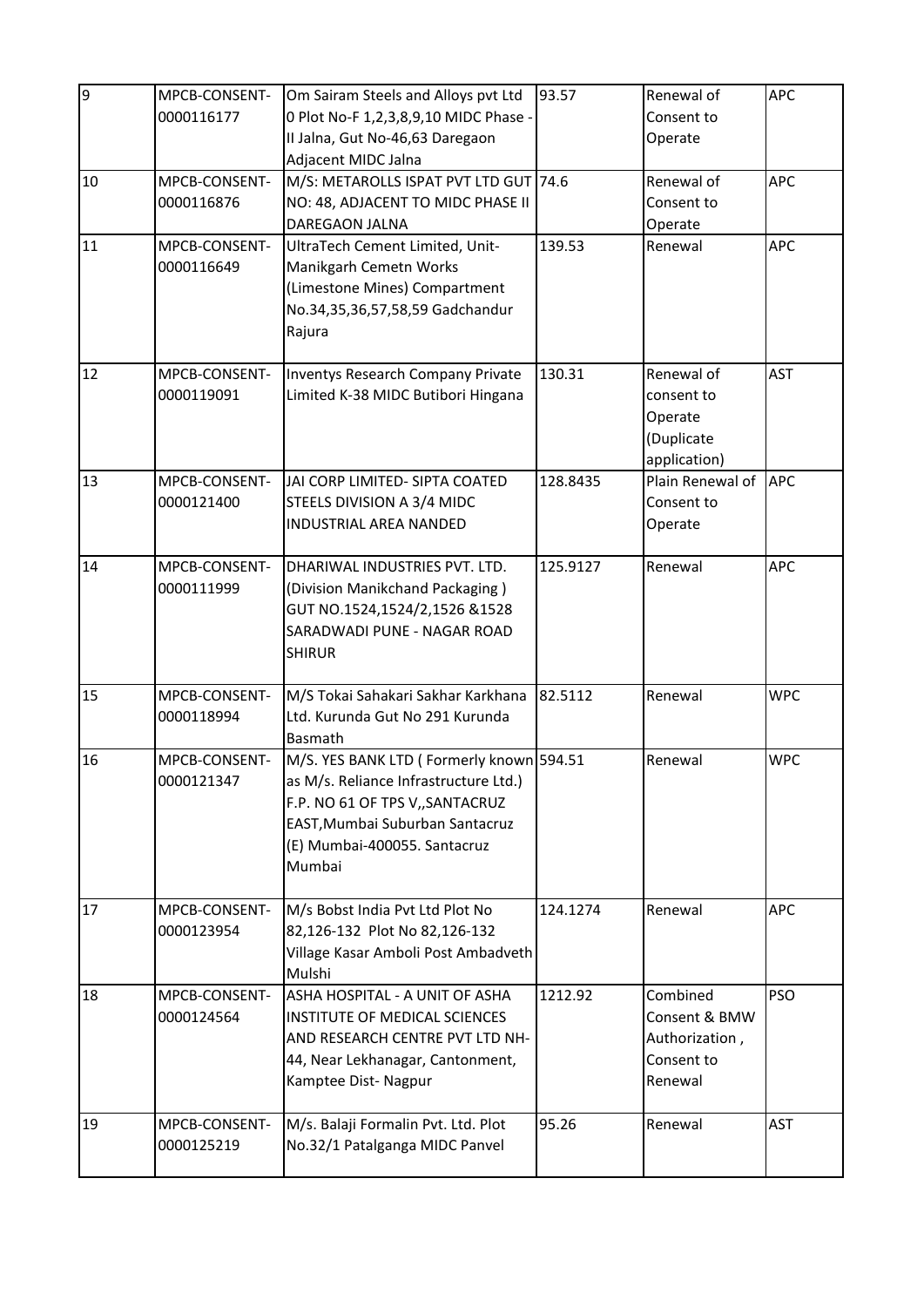| 9 | MPCB-CONSENT-0000116177 | Om Sairam Steels and Alloys pvt Ltd 0 Plot No-F 1,2,3,8,9,10 MIDC Phase - II Jalna, Gut No-46,63 Daregaon Adjacent MIDC Jalna | 93.57 | Renewal of Consent to Operate | APC |
|---|---|---|---|---|---|
| 10 | MPCB-CONSENT-0000116876 | M/S: METAROLLS ISPAT PVT LTD GUT NO: 48, ADJACENT TO MIDC PHASE II DAREGAON JALNA | 74.6 | Renewal of Consent to Operate | APC |
| 11 | MPCB-CONSENT-0000116649 | UltraTech Cement Limited, Unit-Manikgarh Cemetn Works (Limestone Mines) Compartment No.34,35,36,57,58,59 Gadchandur Rajura | 139.53 | Renewal | APC |
| 12 | MPCB-CONSENT-0000119091 | Inventys Research Company Private Limited K-38 MIDC Butibori Hingana | 130.31 | Renewal of consent to Operate (Duplicate application) | AST |
| 13 | MPCB-CONSENT-0000121400 | JAI CORP LIMITED- SIPTA COATED STEELS DIVISION A 3/4 MIDC INDUSTRIAL AREA NANDED | 128.8435 | Plain Renewal of Consent to Operate | APC |
| 14 | MPCB-CONSENT-0000111999 | DHARIWAL INDUSTRIES PVT. LTD. (Division Manikchand Packaging ) GUT NO.1524,1524/2,1526 &1528 SARADWADI PUNE - NAGAR ROAD SHIRUR | 125.9127 | Renewal | APC |
| 15 | MPCB-CONSENT-0000118994 | M/S Tokai Sahakari Sakhar Karkhana Ltd. Kurunda Gut No 291 Kurunda Basmath | 82.5112 | Renewal | WPC |
| 16 | MPCB-CONSENT-0000121347 | M/S. YES BANK LTD ( Formerly known as M/s. Reliance Infrastructure Ltd.) F.P. NO 61 OF TPS V,,SANTACRUZ EAST,Mumbai Suburban Santacruz (E) Mumbai-400055. Santacruz Mumbai | 594.51 | Renewal | WPC |
| 17 | MPCB-CONSENT-0000123954 | M/s Bobst India Pvt Ltd Plot No 82,126-132 Plot No 82,126-132 Village Kasar Amboli Post Ambadveth Mulshi | 124.1274 | Renewal | APC |
| 18 | MPCB-CONSENT-0000124564 | ASHA HOSPITAL - A UNIT OF ASHA INSTITUTE OF MEDICAL SCIENCES AND RESEARCH CENTRE PVT LTD NH-44, Near Lekhanagar, Cantonment, Kamptee Dist- Nagpur | 1212.92 | Combined Consent & BMW Authorization , Consent to Renewal | PSO |
| 19 | MPCB-CONSENT-0000125219 | M/s. Balaji Formalin Pvt. Ltd. Plot No.32/1 Patalganga MIDC Panvel | 95.26 | Renewal | AST |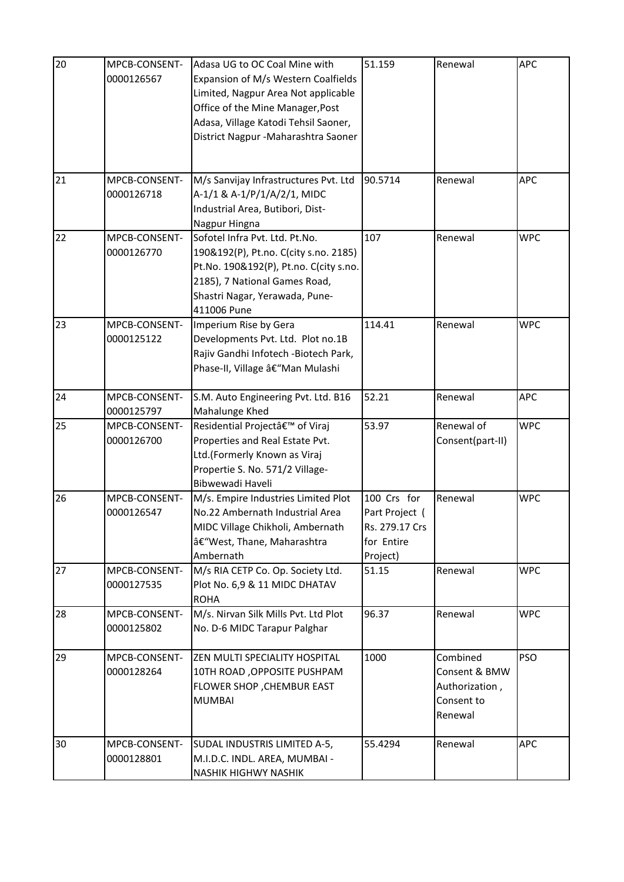| 20 | MPCB-CONSENT-0000126567 | Adasa UG to OC Coal Mine with Expansion of M/s Western Coalfields Limited, Nagpur Area Not applicable Office of the Mine Manager,Post Adasa, Village Katodi Tehsil Saoner, District Nagpur -Maharashtra Saoner | 51.159 | Renewal | APC |
|---|---|---|---|---|---|
| 21 | MPCB-CONSENT-0000126718 | M/s Sanvijay Infrastructures Pvt. Ltd A-1/1 & A-1/P/1/A/2/1, MIDC Industrial Area, Butibori, Dist-Nagpur Hingna | 90.5714 | Renewal | APC |
| 22 | MPCB-CONSENT-0000126770 | Sofotel Infra Pvt. Ltd. Pt.No. 190&192(P), Pt.no. C(city s.no. 2185) Pt.No. 190&192(P), Pt.no. C(city s.no. 2185), 7 National Games Road, Shastri Nagar, Yerawada, Pune-411006 Pune | 107 | Renewal | WPC |
| 23 | MPCB-CONSENT-0000125122 | Imperium Rise by Gera Developments Pvt. Ltd. Plot no.1B Rajiv Gandhi Infotech -Biotech Park, Phase-II, Village â€"Man Mulashi | 114.41 | Renewal | WPC |
| 24 | MPCB-CONSENT-0000125797 | S.M. Auto Engineering Pvt. Ltd. B16 Mahalunge Khed | 52.21 | Renewal | APC |
| 25 | MPCB-CONSENT-0000126700 | Residential Projectâ€™ of Viraj Properties and Real Estate Pvt. Ltd.(Formerly Known as Viraj Propertie S. No. 571/2 Village-Bibwewadi Haveli | 53.97 | Renewal of Consent(part-II) | WPC |
| 26 | MPCB-CONSENT-0000126547 | M/s. Empire Industries Limited Plot No.22 Ambernath Industrial Area MIDC Village Chikholi, Ambernath â€"West, Thane, Maharashtra Ambernath | 100 Crs for Part Project ( Rs. 279.17 Crs for Entire Project) | Renewal | WPC |
| 27 | MPCB-CONSENT-0000127535 | M/s RIA CETP Co. Op. Society Ltd. Plot No. 6,9 & 11 MIDC DHATAV ROHA | 51.15 | Renewal | WPC |
| 28 | MPCB-CONSENT-0000125802 | M/s. Nirvan Silk Mills Pvt. Ltd Plot No. D-6 MIDC Tarapur Palghar | 96.37 | Renewal | WPC |
| 29 | MPCB-CONSENT-0000128264 | ZEN MULTI SPECIALITY HOSPITAL 10TH ROAD ,OPPOSITE PUSHPAM FLOWER SHOP ,CHEMBUR EAST MUMBAI | 1000 | Combined Consent & BMW Authorization , Consent to Renewal | PSO |
| 30 | MPCB-CONSENT-0000128801 | SUDAL INDUSTRIS LIMITED A-5, M.I.D.C. INDL. AREA, MUMBAI - NASHIK HIGHWY NASHIK | 55.4294 | Renewal | APC |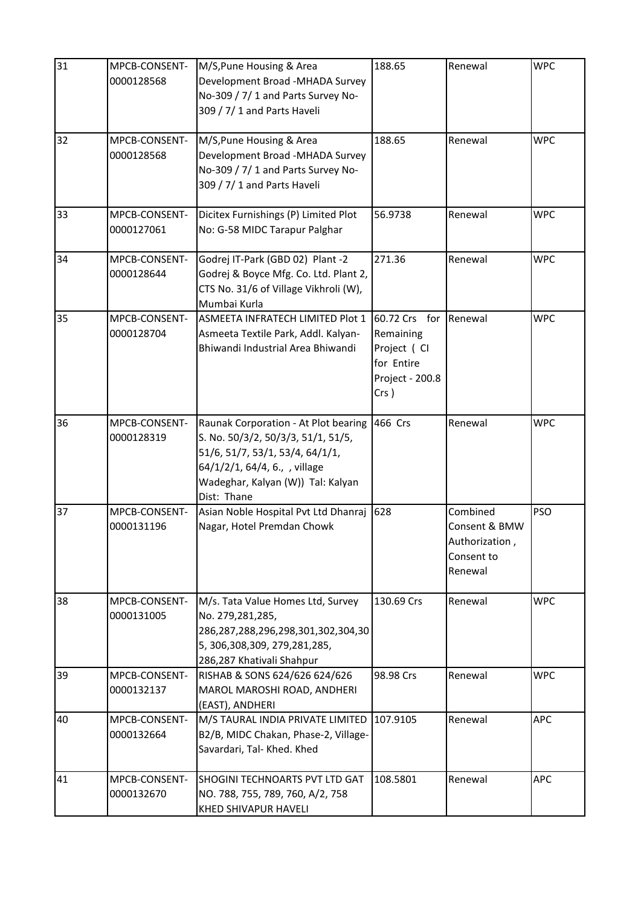| | | | | | |
|---|---|---|---|---|---|
| 31 | MPCB-CONSENT-0000128568 | M/S,Pune Housing & Area Development Broad -MHADA Survey No-309 / 7/ 1 and Parts Survey No-309 / 7/ 1 and Parts Haveli | 188.65 | Renewal | WPC |
| 32 | MPCB-CONSENT-0000128568 | M/S,Pune Housing & Area Development Broad -MHADA Survey No-309 / 7/ 1 and Parts Survey No-309 / 7/ 1 and Parts Haveli | 188.65 | Renewal | WPC |
| 33 | MPCB-CONSENT-0000127061 | Dicitex Furnishings (P) Limited Plot No: G-58 MIDC Tarapur Palghar | 56.9738 | Renewal | WPC |
| 34 | MPCB-CONSENT-0000128644 | Godrej IT-Park (GBD 02) Plant -2 Godrej & Boyce Mfg. Co. Ltd. Plant 2, CTS No. 31/6 of Village Vikhroli (W), Mumbai Kurla | 271.36 | Renewal | WPC |
| 35 | MPCB-CONSENT-0000128704 | ASMEETA INFRATECH LIMITED Plot 1 Asmeeta Textile Park, Addl. Kalyan-Bhiwandi Industrial Area Bhiwandi | 60.72 Crs for Remaining Project ( CI for Entire Project - 200.8 Crs ) | Renewal | WPC |
| 36 | MPCB-CONSENT-0000128319 | Raunak Corporation - At Plot bearing S. No. 50/3/2, 50/3/3, 51/1, 51/5, 51/6, 51/7, 53/1, 53/4, 64/1/1, 64/1/2/1, 64/4, 6., , village Wadeghar, Kalyan (W)) Tal: Kalyan Dist: Thane | 466 Crs | Renewal | WPC |
| 37 | MPCB-CONSENT-0000131196 | Asian Noble Hospital Pvt Ltd Dhanraj Nagar, Hotel Premdan Chowk | 628 | Combined Consent & BMW Authorization , Consent to Renewal | PSO |
| 38 | MPCB-CONSENT-0000131005 | M/s. Tata Value Homes Ltd, Survey No. 279,281,285, 286,287,288,296,298,301,302,304,305, 306,308,309, 279,281,285, 286,287 Khativali Shahpur | 130.69 Crs | Renewal | WPC |
| 39 | MPCB-CONSENT-0000132137 | RISHAB & SONS 624/626 624/626 MAROL MAROSHI ROAD, ANDHERI (EAST), ANDHERI | 98.98 Crs | Renewal | WPC |
| 40 | MPCB-CONSENT-0000132664 | M/S TAURAL INDIA PRIVATE LIMITED B2/B, MIDC Chakan, Phase-2, Village-Savardari, Tal- Khed. Khed | 107.9105 | Renewal | APC |
| 41 | MPCB-CONSENT-0000132670 | SHOGINI TECHNOARTS PVT LTD GAT NO. 788, 755, 789, 760, A/2, 758 KHED SHIVAPUR HAVELI | 108.5801 | Renewal | APC |